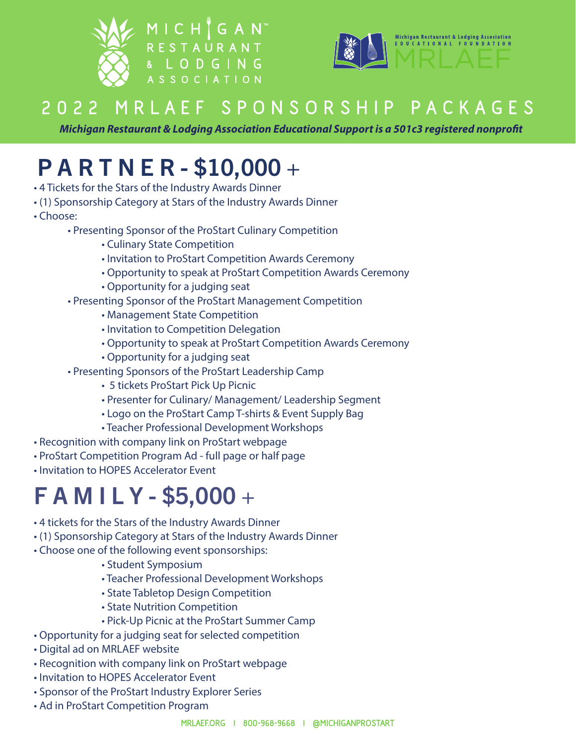MICHIGAN™ RESTAURANT & LODGING ASSOCIATION

Michigan Restaurant & Lodging Association EDUCATIONAL FOUNDATION MRLAEF

# 2022 MRLAEF SPONSORSHIP PACKAGES

***Michigan Restaurant & Lodging Association Educational Support is a 501c3 registered nonprofit***

## PARTNER - $10,000 +

- 4 Tickets for the Stars of the Industry Awards Dinner
- (1) Sponsorship Category at Stars of the Industry Awards Dinner
- Choose:
  - Presenting Sponsor of the ProStart Culinary Competition
    - Culinary State Competition
    - Invitation to ProStart Competition Awards Ceremony
    - Opportunity to speak at ProStart Competition Awards Ceremony
    - Opportunity for a judging seat
  - Presenting Sponsor of the ProStart Management Competition
    - Management State Competition
    - Invitation to Competition Delegation
    - Opportunity to speak at ProStart Competition Awards Ceremony
    - Opportunity for a judging seat
  - Presenting Sponsors of the ProStart Leadership Camp
    - 5 tickets ProStart Pick Up Picnic
    - Presenter for Culinary/ Management/ Leadership Segment
    - Logo on the ProStart Camp T-shirts & Event Supply Bag
    - Teacher Professional Development Workshops
- Recognition with company link on ProStart webpage
- ProStart Competition Program Ad - full page or half page
- Invitation to HOPES Accelerator Event

## FAMILY - $5,000 +

- 4 tickets for the Stars of the Industry Awards Dinner
- (1) Sponsorship Category at Stars of the Industry Awards Dinner
- Choose one of the following event sponsorships:
  - Student Symposium
  - Teacher Professional Development Workshops
  - State Tabletop Design Competition
  - State Nutrition Competition
  - Pick-Up Picnic at the ProStart Summer Camp
- Opportunity for a judging seat for selected competition
- Digital ad on MRLAEF website
- Recognition with company link on ProStart webpage
- Invitation to HOPES Accelerator Event
- Sponsor of the ProStart Industry Explorer Series
- Ad in ProStart Competition Program

MRLAEF.ORG | 800-968-9668 | @MICHIGANPROSTART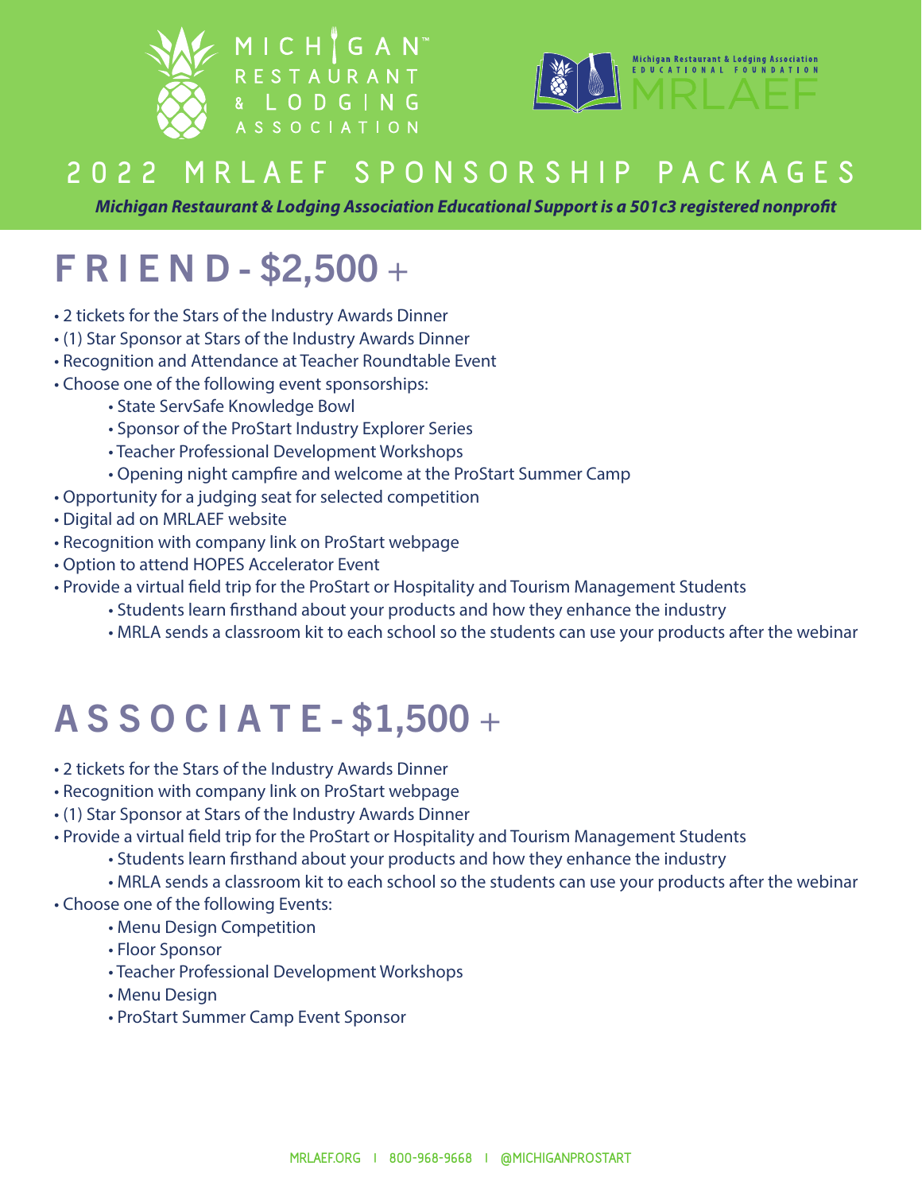MICHIGAN™ RESTAURANT & LODGING ASSOCIATION

Michigan Restaurant & Lodging Association EDUCATIONAL FOUNDATION MRLAEF

# 2022 MRLAEF SPONSORSHIP PACKAGES

***Michigan Restaurant & Lodging Association Educational Support is a 501c3 registered nonprofit***

## FRIEND - $2,500 +

- 2 tickets for the Stars of the Industry Awards Dinner
- (1) Star Sponsor at Stars of the Industry Awards Dinner
- Recognition and Attendance at Teacher Roundtable Event
- Choose one of the following event sponsorships:
  - State ServSafe Knowledge Bowl
  - Sponsor of the ProStart Industry Explorer Series
  - Teacher Professional Development Workshops
  - Opening night campfire and welcome at the ProStart Summer Camp
- Opportunity for a judging seat for selected competition
- Digital ad on MRLAEF website
- Recognition with company link on ProStart webpage
- Option to attend HOPES Accelerator Event
- Provide a virtual field trip for the ProStart or Hospitality and Tourism Management Students
  - Students learn firsthand about your products and how they enhance the industry
  - MRLA sends a classroom kit to each school so the students can use your products after the webinar

## ASSOCIATE - $1,500 +

- 2 tickets for the Stars of the Industry Awards Dinner
- Recognition with company link on ProStart webpage
- (1) Star Sponsor at Stars of the Industry Awards Dinner
- Provide a virtual field trip for the ProStart or Hospitality and Tourism Management Students
  - Students learn firsthand about your products and how they enhance the industry
  - MRLA sends a classroom kit to each school so the students can use your products after the webinar
- Choose one of the following Events:
  - Menu Design Competition
  - Floor Sponsor
  - Teacher Professional Development Workshops
  - Menu Design
  - ProStart Summer Camp Event Sponsor

MRLAEF.ORG | 800-968-9668 | @MICHIGANPROSTART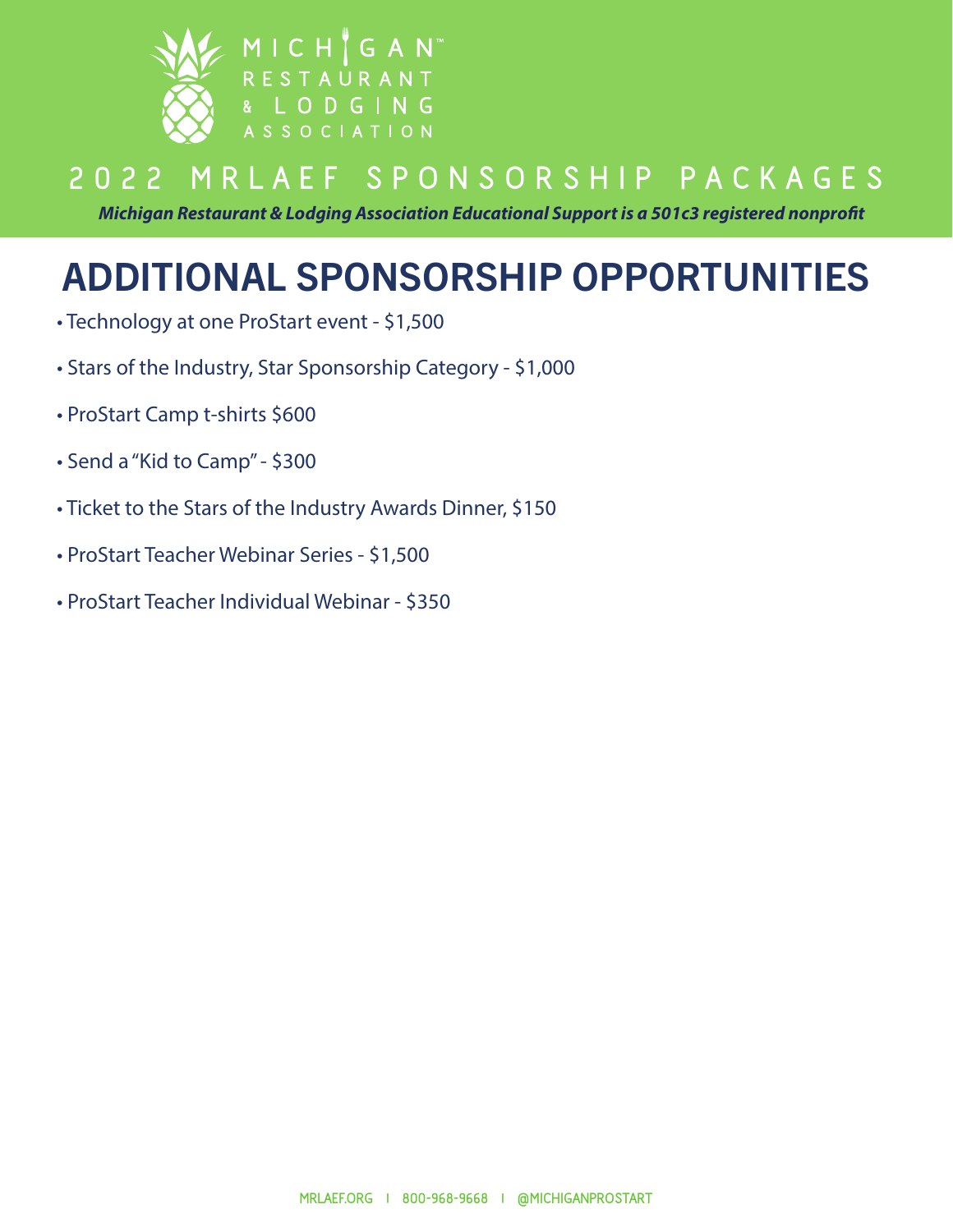MICHIGAN RESTAURANT & LODGING ASSOCIATION

# 2022 MRLAEF SPONSORSHIP PACKAGES

***Michigan Restaurant & Lodging Association Educational Support is a 501c3 registered nonprofit***

## ADDITIONAL SPONSORSHIP OPPORTUNITIES

- Technology at one ProStart event - $1,500
- Stars of the Industry, Star Sponsorship Category - $1,000
- ProStart Camp t-shirts $600
- Send a "Kid to Camp" - $300
- Ticket to the Stars of the Industry Awards Dinner, $150
- ProStart Teacher Webinar Series - $1,500
- ProStart Teacher Individual Webinar - $350

MRLAEF.ORG | 800-968-9668 | @MICHIGANPROSTART